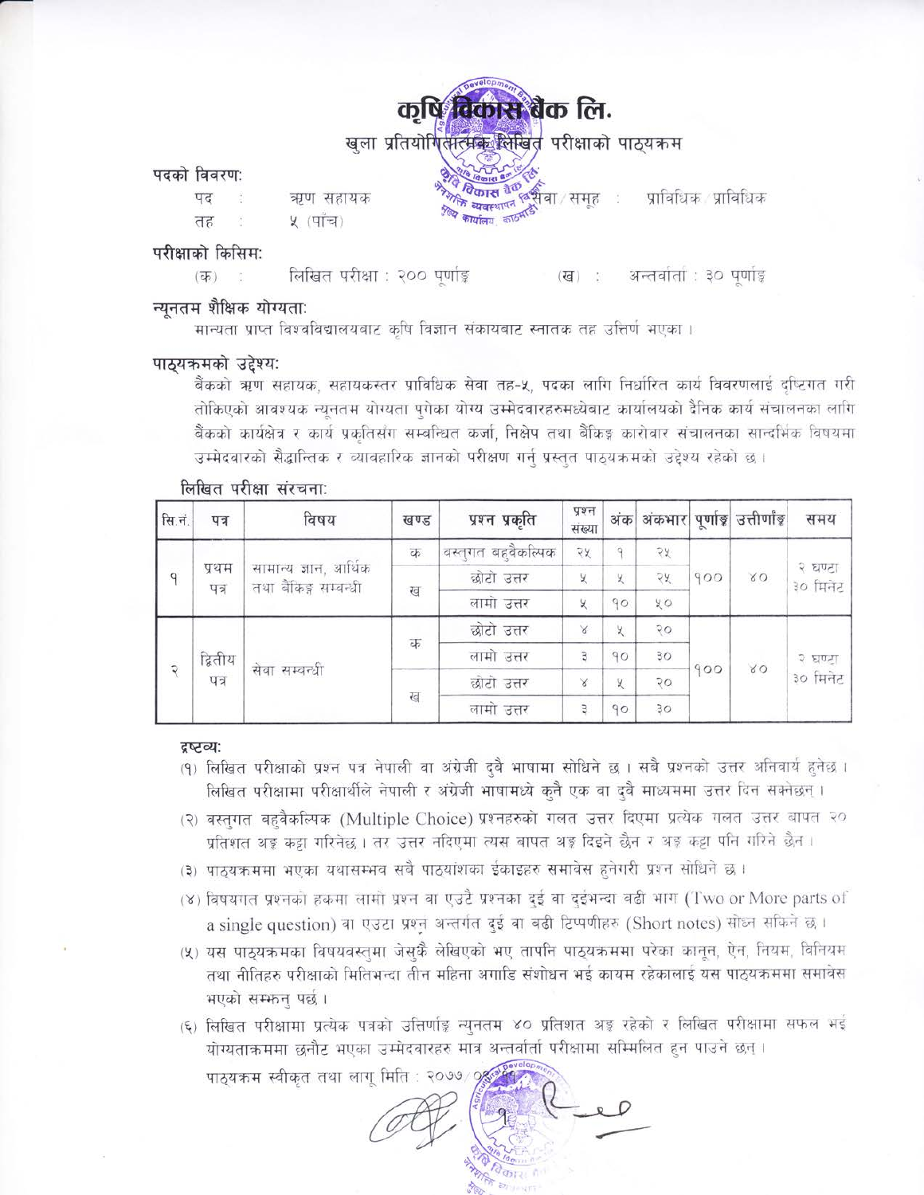# कृषि विकास बैंक लि.

## खुला प्रतियोगितात्मक लिखित परीक्षाको पाठ्यक्रम

**पदको विवरण:**

पद : ऋण सहायक सेवा/समूह : प्राविधिक/प्राविधिक

तह : ५ (पाँच)

**परीक्षाको किसिम:**

(क) : लिखित परीक्षा : २०० पूर्णाङ्क (ख) : अन्तर्वार्ता : ३० पूर्णाङ्क

**न्यूनतम शैक्षिक योग्यता:**

मान्यता प्राप्त विश्वविद्यालयबाट कृषि विज्ञान संकायबाट स्नातक तह उत्तिर्ण भएका ।

**पाठ्यक्रमको उद्देश्य:**

बैंकको ऋण सहायक, सहायकस्तर प्राविधिक सेवा तह-५, पदका लागि निर्धारित कार्य विवरणलाई दृष्टिगत गरी तोकिएको आवश्यक न्यूनतम योग्यता पुगेका योग्य उम्मेदवारहरुमध्येबाट कार्यालयको दैनिक कार्य संचालनका लागि बैंकको कार्यक्षेत्र र कार्य प्रकृतिसँग सम्बन्धित कर्जा, निक्षेप तथा बैंकिङ्ग कारोबार संचालनका सान्दर्भिक विषयमा उम्मेदवारको सैद्धान्तिक र व्यावहारिक ज्ञानको परीक्षण गर्नु प्रस्तुत पाठ्यक्रमको उद्देश्य रहेको छ ।

**लिखित परीक्षा संरचना:**

| सि.नं. | पत्र | विषय | खण्ड | प्रश्न प्रकृति | प्रश्न संख्या | अंक | अंकभार | पूर्णाङ्क | उत्तीर्णांङ्क | समय |
|---|---|---|---|---|---|---|---|---|---|---|
| १ | प्रथम पत्र | सामान्य ज्ञान, आर्थिक तथा बैंकिङ्ग सम्बन्धी | क | वस्तुगत बहुवैकल्पिक | २५ | १ | २५ | १०० | ४० | २ घण्टा ३० मिनेट |
| | | | ख | छोटो उत्तर | ५ | ५ | २५ | | | |
| | | | | लामो उत्तर | ५ | १० | ५० | | | |
| २ | द्वितीय पत्र | सेवा सम्बन्धी | क | छोटो उत्तर | ४ | ५ | २० | १०० | ४० | २ घण्टा ३० मिनेट |
| | | | | लामो उत्तर | ३ | १० | ३० | | | |
| | | | ख | छोटो उत्तर | ४ | ५ | २० | | | |
| | | | | लामो उत्तर | ३ | १० | ३० | | | |

**द्रष्टव्य:**

(१) लिखित परीक्षाको प्रश्न पत्र नेपाली वा अंग्रेजी दुबै भाषामा सोधिने छ । सबै प्रश्नको उत्तर अनिवार्य हुनेछ । लिखित परीक्षामा परीक्षार्थीले नेपाली र अंग्रेजी भाषामध्ये कुनै एक वा दुबै माध्यममा उत्तर दिन सक्नेछन् ।

(२) वस्तुगत बहुवैकल्पिक (Multiple Choice) प्रश्नहरुको गलत उत्तर दिएमा प्रत्येक गलत उत्तर बापत २० प्रतिशत अङ्क कट्टा गरिनेछ । तर उत्तर नदिएमा त्यस बापत अङ्क दिइने छैन र अङ्क कट्टा पनि गरिने छैन ।

(३) पाठ्यक्रममा भएका यथासम्भव सबै पाठ्यांशका ईकाइहरु समावेस हुनेगरी प्रश्न सोधिने छ ।

(४) विषयगत प्रश्नको हकमा लामो प्रश्न वा एउटै प्रश्नका दुई वा दुईभन्दा बढी भाग (Two or More parts of a single question) वा एउटा प्रश्न अन्तर्गत दुई वा बढी टिप्पणीहरु (Short notes) सोध्न सकिने छ ।

(५) यस पाठ्यक्रमका विषयवस्तुमा जेसुकै लेखिएको भए तापनि पाठ्यक्रममा परेका कानुन, ऐन, नियम, विनियम तथा नीतिहरु परीक्षाको मितिभन्दा तीन महिना अगाडि संशोधन भई कायम रहेकालाई यस पाठ्यक्रममा समावेस भएको सम्झनु पर्छ ।

(६) लिखित परीक्षामा प्रत्येक पत्रको उत्तिर्णाङ्क न्यूनतम ४० प्रतिशत अङ्क रहेको र लिखित परीक्षामा सफल भई योग्यताक्रममा छनौट भएका उम्मेदवारहरु मात्र अन्तर्वार्ता परीक्षामा सम्मिलित हुन पाउने छन् ।

पाठ्यक्रम स्वीकृत तथा लागू मिति : २०७७/०९/१९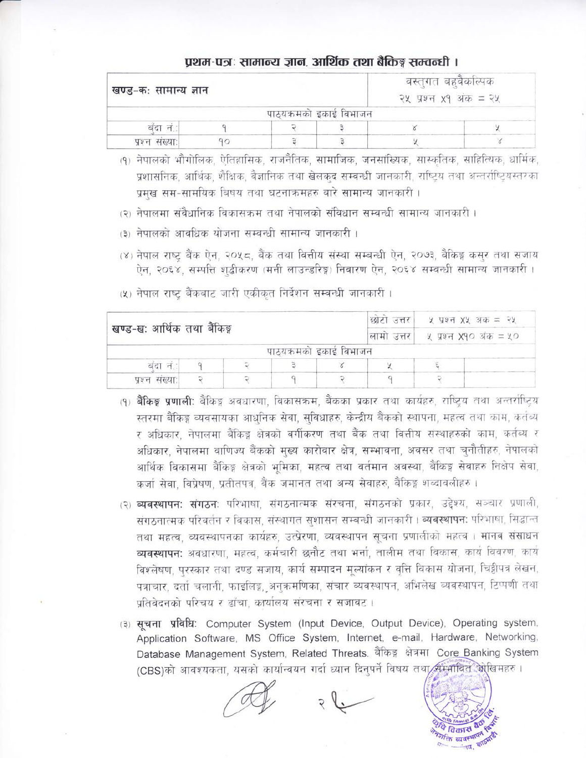## प्रथम-पत्रः सामान्य ज्ञान, आर्थिक तथा बैकिङ्ग सम्बन्धी ।

| खण्ड-कः सामान्य ज्ञान | | | | वस्तुगत बहुवैकल्पिक<br>२५ प्रश्न x१ अंक = २५ | |
|---|---|---|---|---|---|
| पाठ्यक्रमको इकाई विभाजन | | | | | |
| बुँदा नं.: | १ | २ | ३ | ४ | ५ |
| प्रश्न संख्या: | १० | ३ | ३ | ५ | ४ |

(१) नेपालको भौगोलिक, ऐतिहासिक, राजनैतिक, सामाजिक, जनसांख्यिक, सास्कृतिक, साहित्यिक, धार्मिक, प्रशासनिक, आर्थिक, शैक्षिक, वैज्ञानिक तथा खेलकुद सम्बन्धी जानकारी, राष्ट्रिय तथा अन्तर्राष्ट्रियस्तरका प्रमुख सम-सामयिक विषय तथा घटनाक्रमहरु बारे सामान्य जानकारी ।

(२) नेपालमा संवैधानिक विकासक्रम तथा नेपालको संविधान सम्वन्धी सामान्य जानकारी ।

(३) नेपालको आवधिक योजना सम्वन्धी सामान्य जानकारी ।

(४) नेपाल राष्ट्र बैंक ऐन, २०५८, बैंक तथा वित्तीय संस्था सम्बन्धी ऐन, २०७३, बैकिङ्ग कसुर तथा सजाय ऐन, २०६४, सम्पत्ति शुद्धीकरण (मनी लाउन्डरिङ्ग) निवारण ऐन, २०६४ सम्वन्धी सामान्य जानकारी ।

(५) नेपाल राष्ट्र बैंकबाट जारी एकीकृत निर्देशन सम्बन्धी जानकारी ।

| खण्ड-खः आर्थिक तथा बैकिङ्ग | | | | | छोटो उत्तर | ५ प्रश्न x५ अंक = २५ |
|---|---|---|---|---|---|---|
| | | | | | लामो उत्तर | ५ प्रश्न x१० अंक = ५० |
| पाठ्यक्रमको इकाई विभाजन | | | | | | |
| बुँदा नं.: | १ | २ | ३ | ४ | ५ | ६ |
| प्रश्न संख्या: | २ | २ | १ | २ | १ | २ |

(१) **बैकिङ्ग प्रणालीः** बैकिङ्ग अवधारणा, विकासक्रम, बैकका प्रकार तथा कार्यहरु, राष्ट्रिय तथा अन्तर्राष्ट्रिय स्तरमा बैकिङ्ग व्यवसायका आधुनिक सेवा, सुविधाहरु, केन्द्रीय बैकको स्थापना, महत्व तथा काम, कर्तव्य र अधिकार, नेपालमा बैकिङ्ग क्षेत्रको बर्गीकरण तथा बैंक तथा वित्तीय संस्थाहरुको काम, कर्तव्य र अधिकार, नेपालमा वाणिज्य बैंकको मुख्य कारोवार क्षेत्र, सम्भावना, अवसर तथा चुनौतीहरु, नेपालको आर्थिक विकासमा बैकिङ्ग क्षेत्रको भूमिका, महत्व तथा वर्तमान अवस्था, बैकिङ्ग सेवाहरु निक्षेप सेवा, कर्जा सेवा, विप्रेषण, प्रतीतपत्र, बैंक जमानत तथा अन्य सेवाहरु, बैकिङ्ग शब्दावलीहरु ।

(२) **व्यवस्थापनः संगठनः** परिभाषा, संगठनात्मक संरचना, संगठनको प्रकार, उद्देश्य, सञ्चार प्रणाली, संगठनात्मक परिवर्तन र विकास, संस्थागत सुशासन सम्बन्धी जानकारी । **व्यवस्थापनः** परिभाषा, सिद्धान्त तथा महत्व, व्यवस्थापनका कार्यहरु, उत्प्रेरणा, व्यवस्थापन सूचना प्रणालीको महत्व । **मानव संसाधन व्यवस्थापनः** अवधारणा, महत्व, कर्मचारी छनौट तथा भर्ना, तालीम तथा विकास, कार्य विवरण, कार्य विश्लेषण, पुरस्कार तथा दण्ड सजाय, कार्य सम्पादन मूल्यांकन र वृत्ति विकास योजना, चिठ्ठीपत्र लेखन, पत्राचार, दर्ता चलानी, फाइलिङ्ग, अनुक्रमणिका, संचार व्यवस्थापन, अभिलेख व्यवस्थापन, टिप्पणी तथा प्रतिवेदनको परिचय र ढाँचा, कार्यालय संरचना र सजावट ।

(३) **सूचना प्रविधिः** Computer System (Input Device, Output Device), Operating system, Application Software, MS Office System, Internet, e-mail, Hardware, Networking, Database Management System, Related Threats. बैकिङ्ग क्षेत्रमा Core Banking System (CBS)को आवश्यकता, यसको कार्यान्वयन गर्दा ध्यान दिनुपर्ने विषय तथा सम्भावित जोखिमहरु ।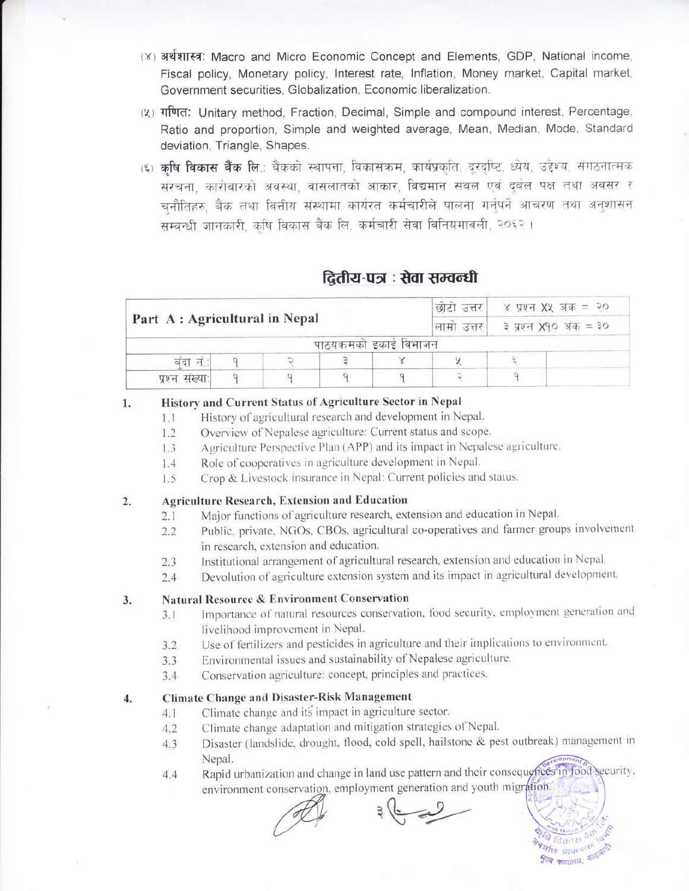(४) **अर्थशास्त्र:** Macro and Micro Economic Concept and Elements, GDP, National income, Fiscal policy, Monetary policy, Interest rate, Inflation, Money market, Capital market, Government securities, Globalization, Economic liberalization.

(५) **गणित:** Unitary method, Fraction, Decimal, Simple and compound interest, Percentage, Ratio and proportion, Simple and weighted average, Mean, Median, Mode, Standard deviation, Triangle, Shapes.

(६) **कृषि विकास बैंक लि.:** बैंकको स्थापना, विकासक्रम, कार्यप्रकृति, दूरदृष्टि, ध्येय, उद्देश्य, संगठनात्मक संरचना, कारोबारको अवस्था, वासलातको आकार, विद्यमान सबल एवं दुर्बल पक्ष तथा अवसर र चुनौतिहरु, बैंक तथा वित्तीय संस्थामा कार्यरत कर्मचारीले पालना गर्नुपर्ने आचरण तथा अनुशासन सम्वन्धी जानकारी, कृषि विकास बैंक लि. कर्मचारी सेवा विनियमावली, २०६२ ।

## द्वितीय-पत्र : सेवा सम्वन्धी

| **Part A : Agricultural in Nepal** | | | | | छोटो उत्तर | ४ प्रश्न X५ अंक = २० |
|---|---|---|---|---|---|---|
| | | | | | लामो उत्तर | ३ प्रश्न X१० अंक = ३० |
| पाठ्यक्रमको इकाई विभाजन | | | | | | |
| बुँदा नं.: | १ | २ | ३ | ४ | ५ | ६ |
| प्रश्न संख्या: | १ | १ | १ | १ | २ | १ |

### 1. History and Current Status of Agriculture Sector in Nepal

- 1.1 History of agricultural research and development in Nepal.
- 1.2 Overview of Nepalese agriculture: Current status and scope.
- 1.3 Agriculture Perspective Plan (APP) and its impact in Nepalese agriculture.
- 1.4 Role of cooperatives in agriculture development in Nepal.
- 1.5 Crop & Livestock insurance in Nepal: Current policies and status.

### 2. Agriculture Research, Extension and Education

- 2.1 Major functions of agriculture research, extension and education in Nepal.
- 2.2 Public, private, NGOs, CBOs, agricultural co-operatives and farmer groups involvement in research, extension and education.
- 2.3 Institutional arrangement of agricultural research, extension and education in Nepal.
- 2.4 Devolution of agriculture extension system and its impact in agricultural development.

### 3. Natural Resource & Environment Conservation

- 3.1 Importance of natural resources conservation, food security, employment generation and livelihood improvement in Nepal.
- 3.2 Use of fertilizers and pesticides in agriculture and their implications to environment.
- 3.3 Environmental issues and sustainability of Nepalese agriculture.
- 3.4 Conservation agriculture: concept, principles and practices.

### 4. Climate Change and Disaster-Risk Management

- 4.1 Climate change and its impact in agriculture sector.
- 4.2 Climate change adaptation and mitigation strategies of Nepal.
- 4.3 Disaster (landslide, drought, flood, cold spell, hailstone & pest outbreak) management in Nepal.
- 4.4 Rapid urbanization and change in land use pattern and their consequences in food security, environment conservation, employment generation and youth migration.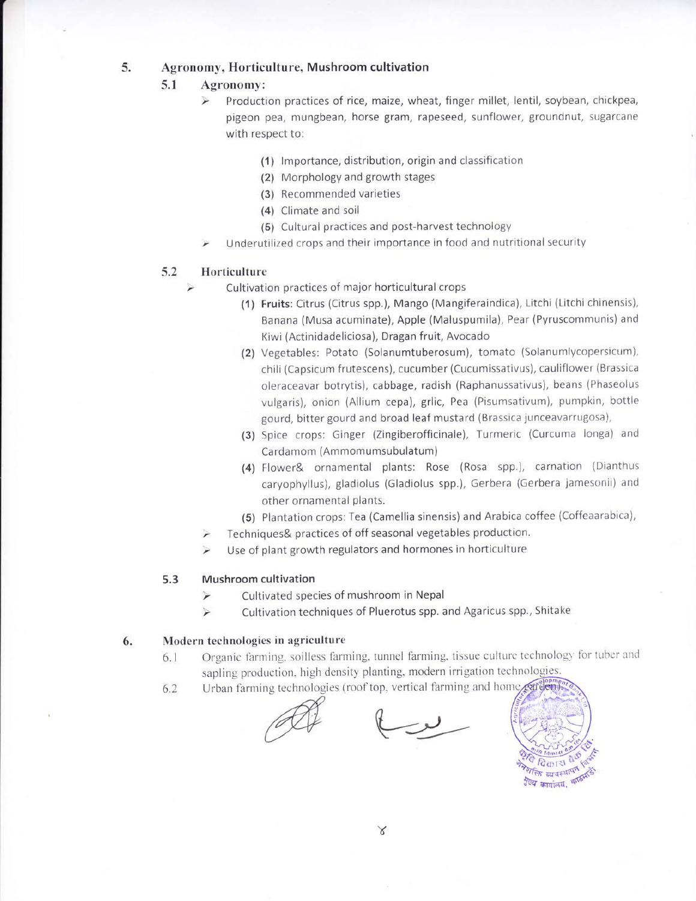## 5. Agronomy, Horticulture, Mushroom cultivation

### 5.1 Agronomy:

- Production practices of rice, maize, wheat, finger millet, lentil, soybean, chickpea, pigeon pea, mungbean, horse gram, rapeseed, sunflower, groundnut, sugarcane with respect to:
  1. Importance, distribution, origin and classification
  2. Morphology and growth stages
  3. Recommended varieties
  4. Climate and soil
  5. Cultural practices and post-harvest technology
- Underutilized crops and their importance in food and nutritional security

### 5.2 Horticulture

- Cultivation practices of major horticultural crops
  1. **Fruits**: Citrus (Citrus spp.), Mango (Mangiferaindica), Litchi (Litchi chinensis), Banana (Musa acuminate), Apple (Maluspumila), Pear (Pyruscommunis) and Kiwi (Actinidadeliciosa), Dragan fruit, Avocado
  2. Vegetables: Potato (Solanumtuberosum), tomato (Solanumlycopersicum), chili (Capsicum frutescens), cucumber (Cucumissativus), cauliflower (Brassica oleraceavar botrytis), cabbage, radish (Raphanussativus), beans (Phaseolus vulgaris), onion (Allium cepa), grlic, Pea (Pisumsativum), pumpkin, bottle gourd, bitter gourd and broad leaf mustard (Brassica junceavarrugosa),
  3. Spice crops: Ginger (Zingiberofficinale), Turmeric (Curcuma longa) and Cardamom (Ammomumsubulatum)
  4. Flower& ornamental plants: Rose (Rosa spp.), carnation (Dianthus caryophyllus), gladiolus (Gladiolus spp.), Gerbera (Gerbera jamesonii) and other ornamental plants.
  5. Plantation crops: Tea (Camellia sinensis) and Arabica coffee (Coffeaarabica),
- Techniques& practices of off seasonal vegetables production.
- Use of plant growth regulators and hormones in horticulture

### 5.3 Mushroom cultivation

- Cultivated species of mushroom in Nepal
- Cultivation techniques of Pluerotus spp. and Agaricus spp., Shitake

## 6. Modern technologies in agriculture

6.1 Organic farming, soilless farming, tunnel farming, tissue culture technology for tuber and sapling production, high density planting, modern irrigation technologies.

6.2 Urban farming technologies (roof top, vertical farming and home garden).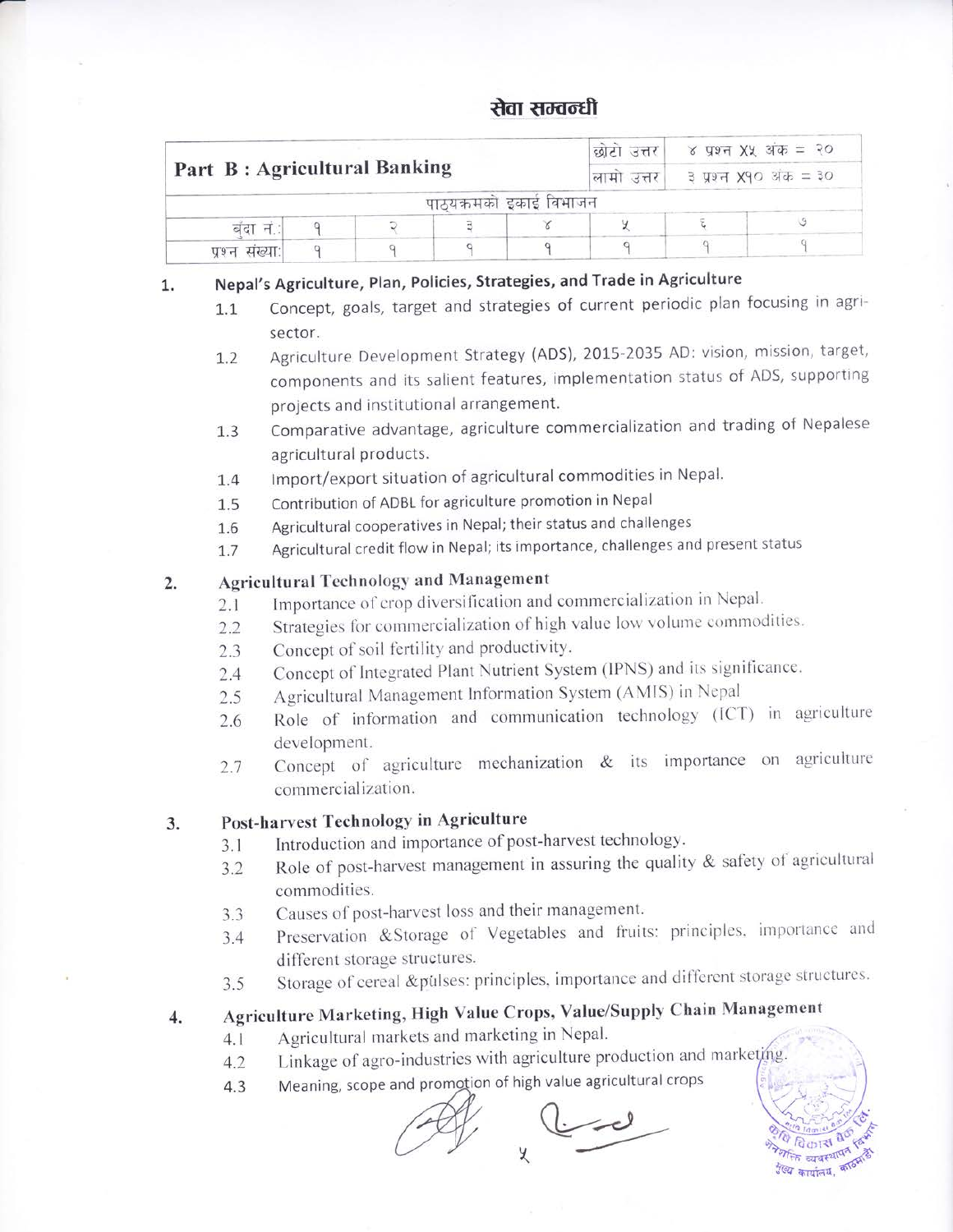## सेवा सम्बन्धी

| Part B : Agricultural Banking | | | | | छोटो उत्तर | ४ प्रश्न X५ अंक = २० | |
|---|---|---|---|---|---|---|---|
| | | | | | लामो उत्तर | ३ प्रश्न X१० अंक = ३० | |
| पाठ्यक्रमको इकाई विभाजन | | | | | | | |
| बुँदा नं.: | १ | २ | ३ | ४ | ५ | ६ | ७ |
| प्रश्न संख्या: | १ | १ | १ | १ | १ | १ | १ |

1. **Nepal's Agriculture, Plan, Policies, Strategies, and Trade in Agriculture**
   - 1.1 Concept, goals, target and strategies of current periodic plan focusing in agri-sector.
   - 1.2 Agriculture Development Strategy (ADS), 2015-2035 AD: vision, mission, target, components and its salient features, implementation status of ADS, supporting projects and institutional arrangement.
   - 1.3 Comparative advantage, agriculture commercialization and trading of Nepalese agricultural products.
   - 1.4 Import/export situation of agricultural commodities in Nepal.
   - 1.5 Contribution of ADBL for agriculture promotion in Nepal
   - 1.6 Agricultural cooperatives in Nepal; their status and challenges
   - 1.7 Agricultural credit flow in Nepal; its importance, challenges and present status

2. **Agricultural Technology and Management**
   - 2.1 Importance of crop diversification and commercialization in Nepal.
   - 2.2 Strategies for commercialization of high value low volume commodities.
   - 2.3 Concept of soil fertility and productivity.
   - 2.4 Concept of Integrated Plant Nutrient System (IPNS) and its significance.
   - 2.5 Agricultural Management Information System (AMIS) in Nepal
   - 2.6 Role of information and communication technology (ICT) in agriculture development.
   - 2.7 Concept of agriculture mechanization & its importance on agriculture commercialization.

3. **Post-harvest Technology in Agriculture**
   - 3.1 Introduction and importance of post-harvest technology.
   - 3.2 Role of post-harvest management in assuring the quality & safety of agricultural commodities.
   - 3.3 Causes of post-harvest loss and their management.
   - 3.4 Preservation &Storage of Vegetables and fruits: principles, importance and different storage structures.
   - 3.5 Storage of cereal &pulses: principles, importance and different storage structures.

4. **Agriculture Marketing, High Value Crops, Value/Supply Chain Management**
   - 4.1 Agricultural markets and marketing in Nepal.
   - 4.2 Linkage of agro-industries with agriculture production and marketing.
   - 4.3 Meaning, scope and promotion of high value agricultural crops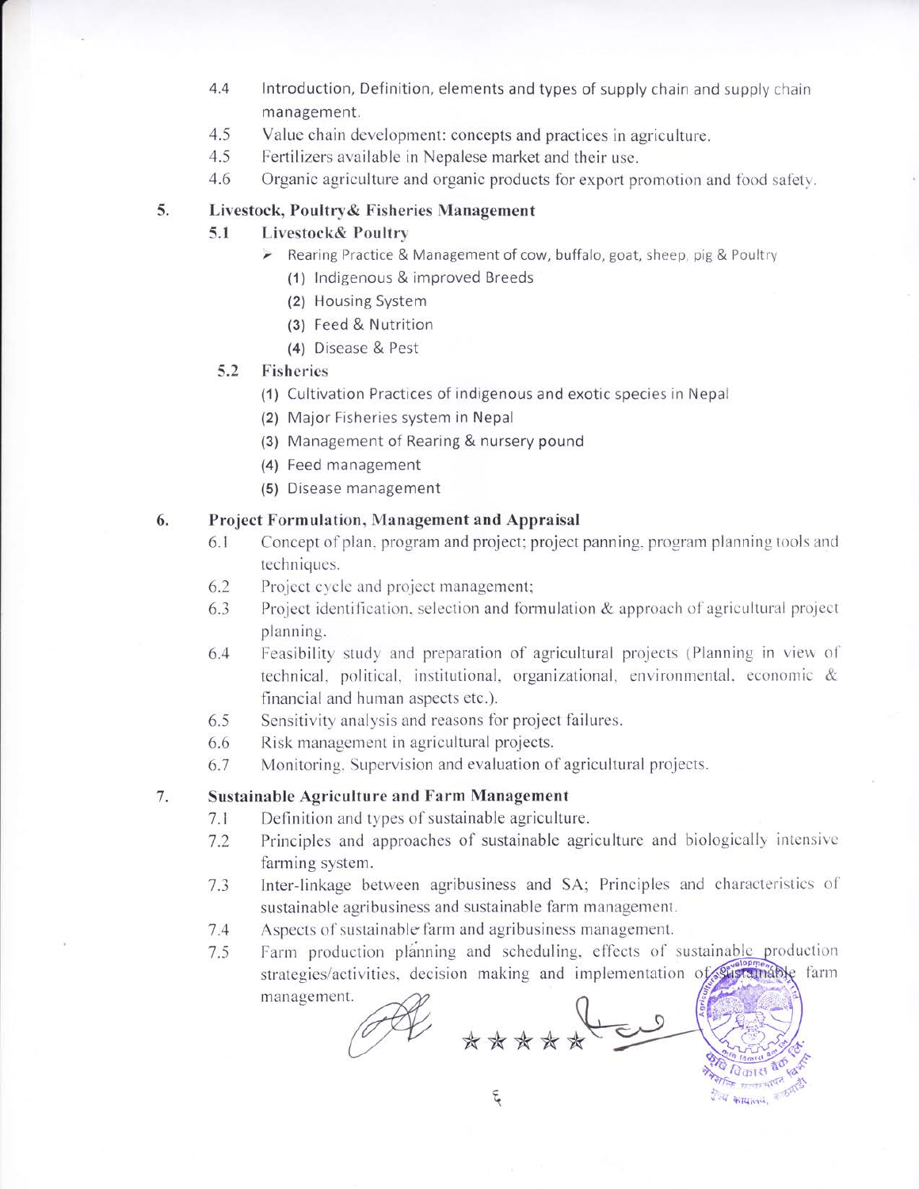4.4 Introduction, Definition, elements and types of supply chain and supply chain management.

4.5 Value chain development: concepts and practices in agriculture.

4.5 Fertilizers available in Nepalese market and their use.

4.6 Organic agriculture and organic products for export promotion and food safety.

## 5. Livestock, Poultry& Fisheries Management

### 5.1 Livestock& Poultry

- Rearing Practice & Management of cow, buffalo, goat, sheep, pig & Poultry
  - (1) Indigenous & improved Breeds
  - (2) Housing System
  - (3) Feed & Nutrition
  - (4) Disease & Pest

### 5.2 Fisheries

(1) Cultivation Practices of indigenous and exotic species in Nepal

(2) Major Fisheries system in Nepal

(3) Management of Rearing & nursery pound

(4) Feed management

(5) Disease management

## 6. Project Formulation, Management and Appraisal

6.1 Concept of plan, program and project; project panning, program planning tools and techniques.

6.2 Project cycle and project management;

6.3 Project identification, selection and formulation & approach of agricultural project planning.

6.4 Feasibility study and preparation of agricultural projects (Planning in view of technical, political, institutional, organizational, environmental, economic & financial and human aspects etc.).

6.5 Sensitivity analysis and reasons for project failures.

6.6 Risk management in agricultural projects.

6.7 Monitoring, Supervision and evaluation of agricultural projects.

## 7. Sustainable Agriculture and Farm Management

7.1 Definition and types of sustainable agriculture.

7.2 Principles and approaches of sustainable agriculture and biologically intensive farming system.

7.3 Inter-linkage between agribusiness and SA; Principles and characteristics of sustainable agribusiness and sustainable farm management.

7.4 Aspects of sustainable farm and agribusiness management.

7.5 Farm production planning and scheduling, effects of sustainable production strategies/activities, decision making and implementation of sustainable farm management.

★★★★★